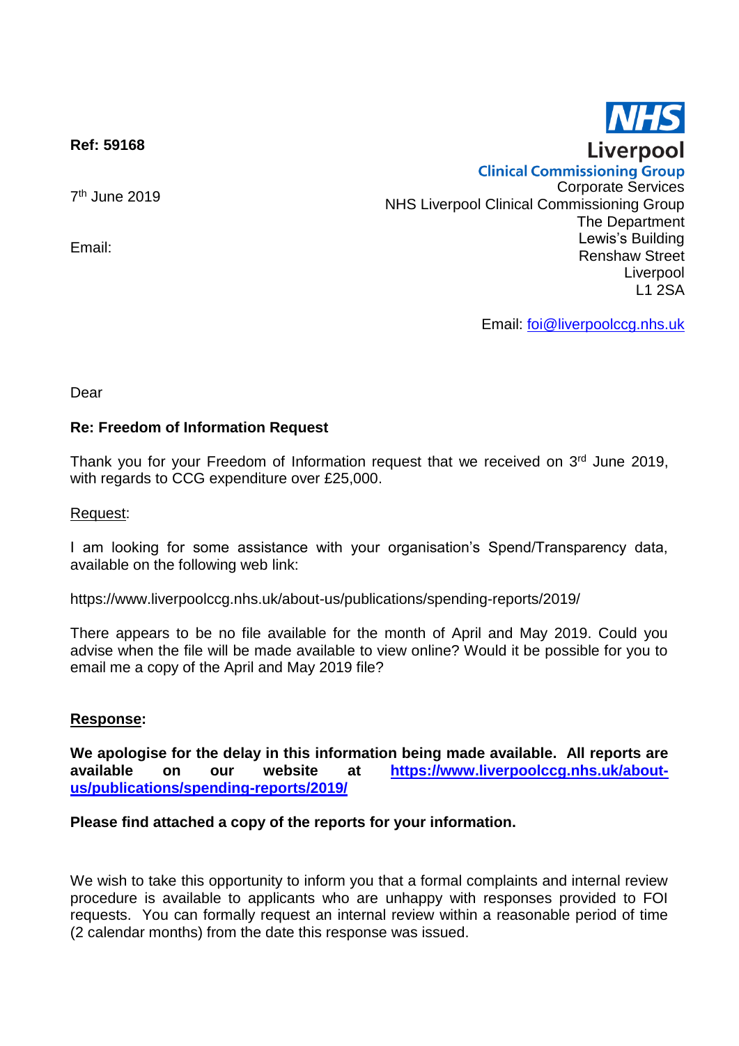**Ref: 59168**

7th June 2019

Email:

NHS
Liverpool
Clinical Commissioning Group

Corporate Services
NHS Liverpool Clinical Commissioning Group
The Department
Lewis's Building
Renshaw Street
Liverpool
L1 2SA

Email: foi@liverpoolccg.nhs.uk

Dear

**Re: Freedom of Information Request**

Thank you for your Freedom of Information request that we received on 3rd June 2019, with regards to CCG expenditure over £25,000.

Request:

I am looking for some assistance with your organisation's Spend/Transparency data, available on the following web link:

https://www.liverpoolccg.nhs.uk/about-us/publications/spending-reports/2019/

There appears to be no file available for the month of April and May 2019. Could you advise when the file will be made available to view online? Would it be possible for you to email me a copy of the April and May 2019 file?

**Response:**

**We apologise for the delay in this information being made available. All reports are available on our website at https://www.liverpoolccg.nhs.uk/about-us/publications/spending-reports/2019/**

**Please find attached a copy of the reports for your information.**

We wish to take this opportunity to inform you that a formal complaints and internal review procedure is available to applicants who are unhappy with responses provided to FOI requests. You can formally request an internal review within a reasonable period of time (2 calendar months) from the date this response was issued.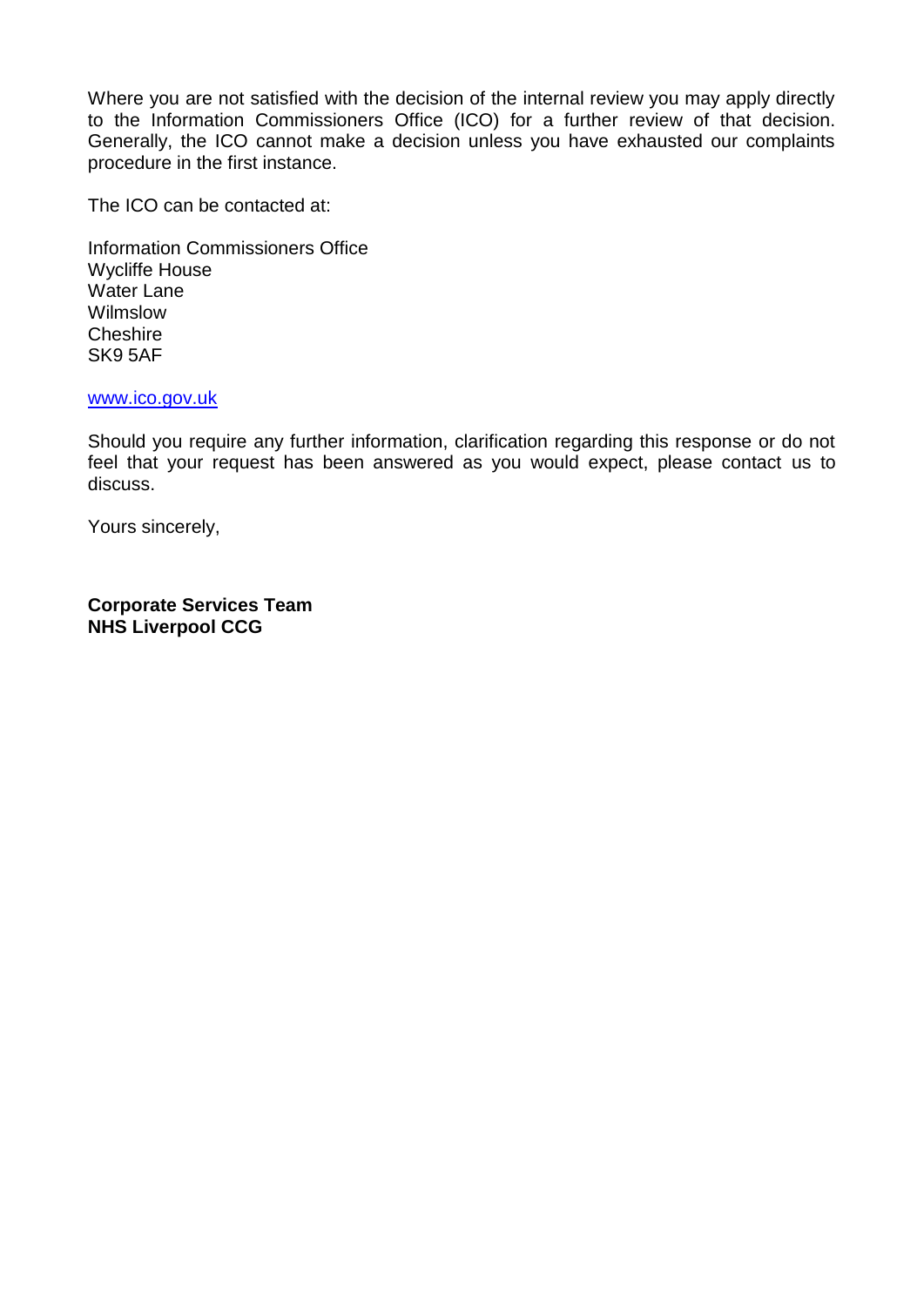Where you are not satisfied with the decision of the internal review you may apply directly to the Information Commissioners Office (ICO) for a further review of that decision. Generally, the ICO cannot make a decision unless you have exhausted our complaints procedure in the first instance.

The ICO can be contacted at:

Information Commissioners Office
Wycliffe House
Water Lane
Wilmslow
Cheshire
SK9 5AF

[www.ico.gov.uk](http://www.ico.gov.uk)

Should you require any further information, clarification regarding this response or do not feel that your request has been answered as you would expect, please contact us to discuss.

Yours sincerely,

**Corporate Services Team**
**NHS Liverpool CCG**